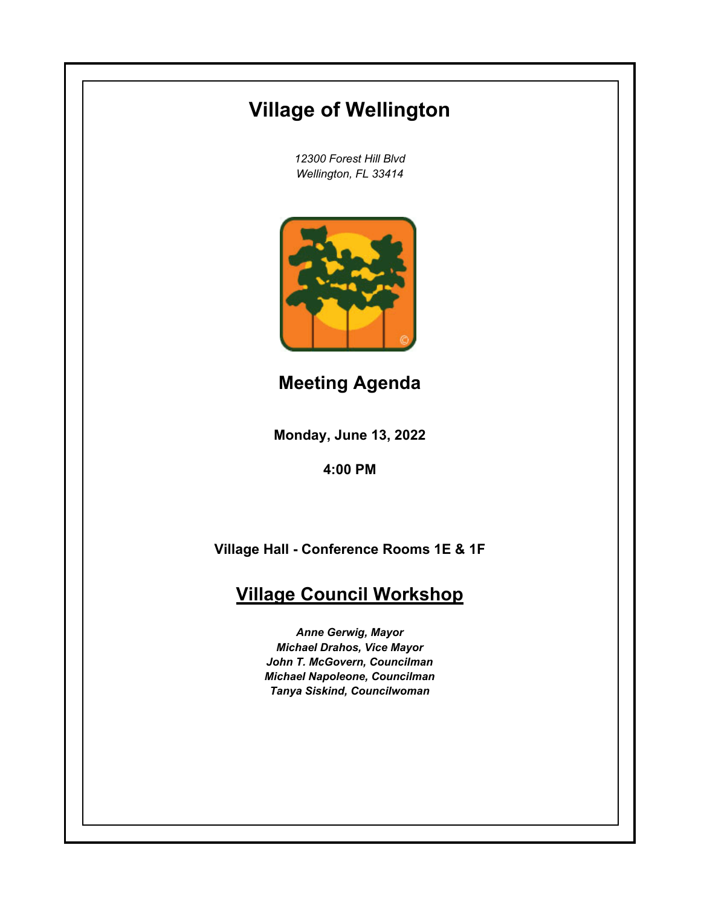# Village of Wellington

*12300 Forest Hill Blvd*
*Wellington, FL 33414*

## Meeting Agenda

**Monday, June 13, 2022**

**4:00 PM**

**Village Hall - Conference Rooms 1E & 1F**

## <u>Village Council Workshop</u>

***Anne Gerwig, Mayor***
***Michael Drahos, Vice Mayor***
***John T. McGovern, Councilman***
***Michael Napoleone, Councilman***
***Tanya Siskind, Councilwoman***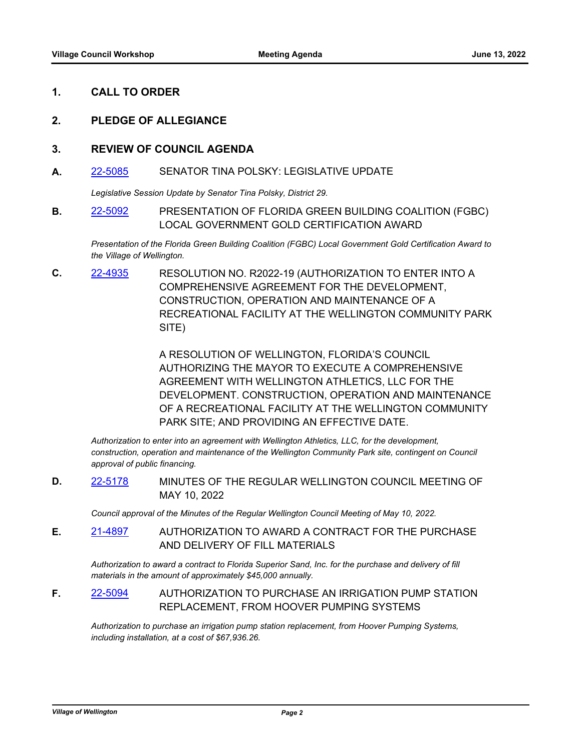## 1. CALL TO ORDER

## 2. PLEDGE OF ALLEGIANCE

## 3. REVIEW OF COUNCIL AGENDA

**A.** 22-5085 SENATOR TINA POLSKY: LEGISLATIVE UPDATE

*Legislative Session Update by Senator Tina Polsky, District 29.*

**B.** 22-5092 PRESENTATION OF FLORIDA GREEN BUILDING COALITION (FGBC) LOCAL GOVERNMENT GOLD CERTIFICATION AWARD

*Presentation of the Florida Green Building Coalition (FGBC) Local Government Gold Certification Award to the Village of Wellington.*

**C.** 22-4935 RESOLUTION NO. R2022-19 (AUTHORIZATION TO ENTER INTO A COMPREHENSIVE AGREEMENT FOR THE DEVELOPMENT, CONSTRUCTION, OPERATION AND MAINTENANCE OF A RECREATIONAL FACILITY AT THE WELLINGTON COMMUNITY PARK SITE)

A RESOLUTION OF WELLINGTON, FLORIDA'S COUNCIL AUTHORIZING THE MAYOR TO EXECUTE A COMPREHENSIVE AGREEMENT WITH WELLINGTON ATHLETICS, LLC FOR THE DEVELOPMENT. CONSTRUCTION, OPERATION AND MAINTENANCE OF A RECREATIONAL FACILITY AT THE WELLINGTON COMMUNITY PARK SITE; AND PROVIDING AN EFFECTIVE DATE.

*Authorization to enter into an agreement with Wellington Athletics, LLC, for the development, construction, operation and maintenance of the Wellington Community Park site, contingent on Council approval of public financing.*

**D.** 22-5178 MINUTES OF THE REGULAR WELLINGTON COUNCIL MEETING OF MAY 10, 2022

*Council approval of the Minutes of the Regular Wellington Council Meeting of May 10, 2022.*

**E.** 21-4897 AUTHORIZATION TO AWARD A CONTRACT FOR THE PURCHASE AND DELIVERY OF FILL MATERIALS

*Authorization to award a contract to Florida Superior Sand, Inc. for the purchase and delivery of fill materials in the amount of approximately $45,000 annually.*

**F.** 22-5094 AUTHORIZATION TO PURCHASE AN IRRIGATION PUMP STATION REPLACEMENT, FROM HOOVER PUMPING SYSTEMS

*Authorization to purchase an irrigation pump station replacement, from Hoover Pumping Systems, including installation, at a cost of $67,936.26.*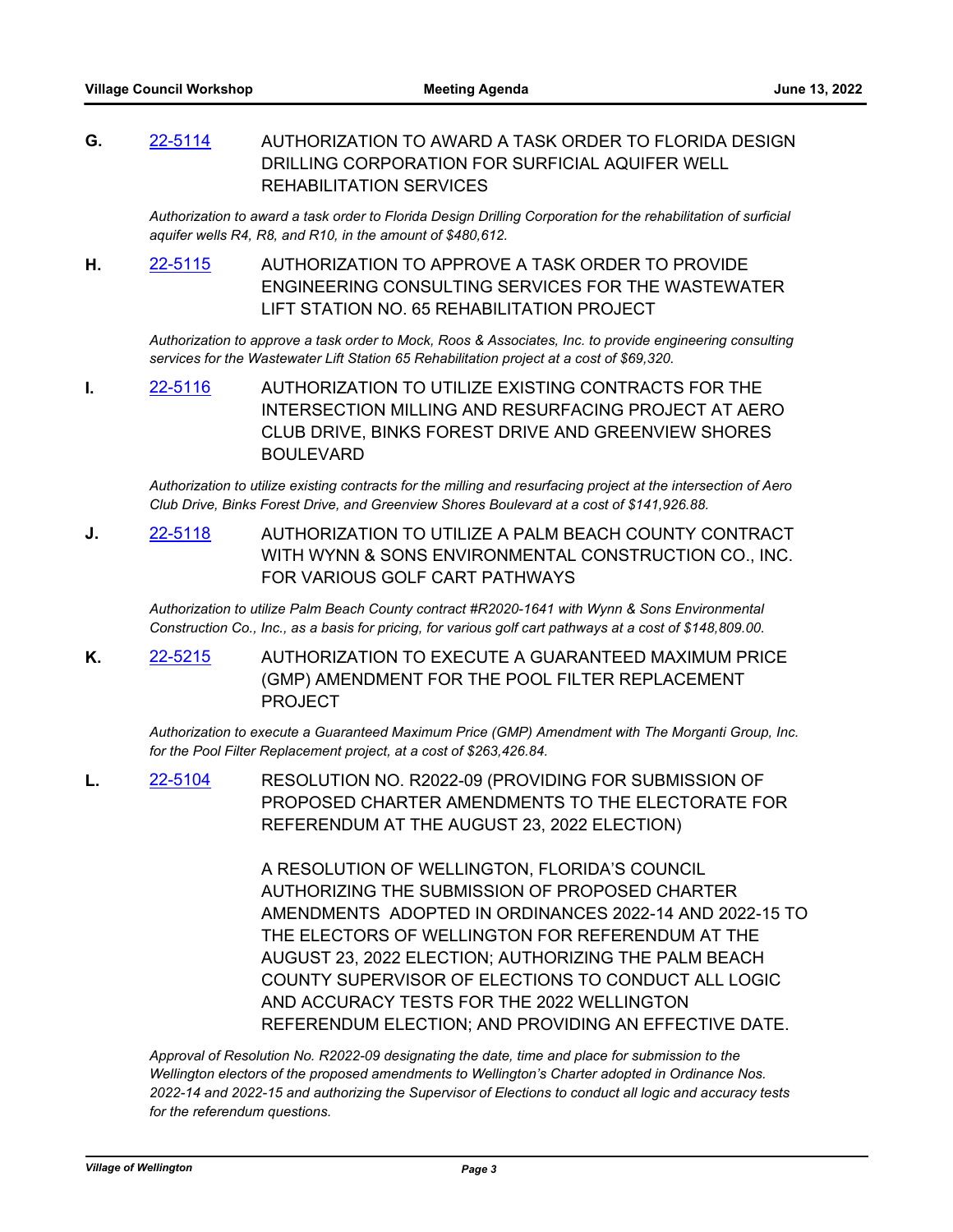**G.** [22-5114](22-5114) AUTHORIZATION TO AWARD A TASK ORDER TO FLORIDA DESIGN DRILLING CORPORATION FOR SURFICIAL AQUIFER WELL REHABILITATION SERVICES

*Authorization to award a task order to Florida Design Drilling Corporation for the rehabilitation of surficial aquifer wells R4, R8, and R10, in the amount of $480,612.*

**H.** [22-5115](22-5115) AUTHORIZATION TO APPROVE A TASK ORDER TO PROVIDE ENGINEERING CONSULTING SERVICES FOR THE WASTEWATER LIFT STATION NO. 65 REHABILITATION PROJECT

*Authorization to approve a task order to Mock, Roos & Associates, Inc. to provide engineering consulting services for the Wastewater Lift Station 65 Rehabilitation project at a cost of $69,320.*

**I.** [22-5116](22-5116) AUTHORIZATION TO UTILIZE EXISTING CONTRACTS FOR THE INTERSECTION MILLING AND RESURFACING PROJECT AT AERO CLUB DRIVE, BINKS FOREST DRIVE AND GREENVIEW SHORES BOULEVARD

*Authorization to utilize existing contracts for the milling and resurfacing project at the intersection of Aero Club Drive, Binks Forest Drive, and Greenview Shores Boulevard at a cost of $141,926.88.*

**J.** [22-5118](22-5118) AUTHORIZATION TO UTILIZE A PALM BEACH COUNTY CONTRACT WITH WYNN & SONS ENVIRONMENTAL CONSTRUCTION CO., INC. FOR VARIOUS GOLF CART PATHWAYS

*Authorization to utilize Palm Beach County contract #R2020-1641 with Wynn & Sons Environmental Construction Co., Inc., as a basis for pricing, for various golf cart pathways at a cost of $148,809.00.*

**K.** [22-5215](22-5215) AUTHORIZATION TO EXECUTE A GUARANTEED MAXIMUM PRICE (GMP) AMENDMENT FOR THE POOL FILTER REPLACEMENT PROJECT

*Authorization to execute a Guaranteed Maximum Price (GMP) Amendment with The Morganti Group, Inc. for the Pool Filter Replacement project, at a cost of $263,426.84.*

**L.** [22-5104](22-5104) RESOLUTION NO. R2022-09 (PROVIDING FOR SUBMISSION OF PROPOSED CHARTER AMENDMENTS TO THE ELECTORATE FOR REFERENDUM AT THE AUGUST 23, 2022 ELECTION)

A RESOLUTION OF WELLINGTON, FLORIDA'S COUNCIL AUTHORIZING THE SUBMISSION OF PROPOSED CHARTER AMENDMENTS ADOPTED IN ORDINANCES 2022-14 AND 2022-15 TO THE ELECTORS OF WELLINGTON FOR REFERENDUM AT THE AUGUST 23, 2022 ELECTION; AUTHORIZING THE PALM BEACH COUNTY SUPERVISOR OF ELECTIONS TO CONDUCT ALL LOGIC AND ACCURACY TESTS FOR THE 2022 WELLINGTON REFERENDUM ELECTION; AND PROVIDING AN EFFECTIVE DATE.

*Approval of Resolution No. R2022-09 designating the date, time and place for submission to the Wellington electors of the proposed amendments to Wellington's Charter adopted in Ordinance Nos. 2022-14 and 2022-15 and authorizing the Supervisor of Elections to conduct all logic and accuracy tests for the referendum questions.*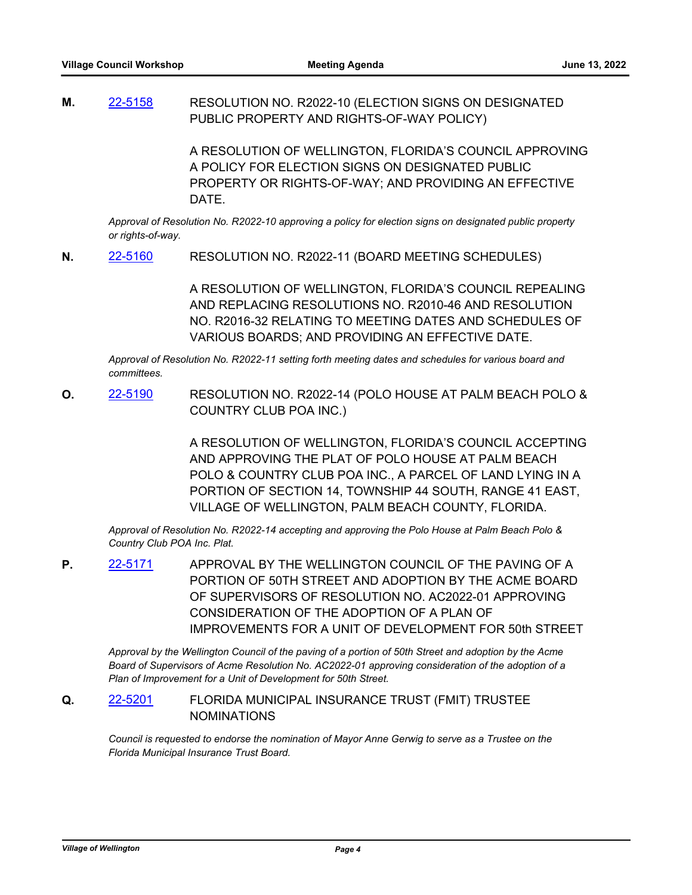**M.** 22-5158 RESOLUTION NO. R2022-10 (ELECTION SIGNS ON DESIGNATED PUBLIC PROPERTY AND RIGHTS-OF-WAY POLICY)

A RESOLUTION OF WELLINGTON, FLORIDA'S COUNCIL APPROVING A POLICY FOR ELECTION SIGNS ON DESIGNATED PUBLIC PROPERTY OR RIGHTS-OF-WAY; AND PROVIDING AN EFFECTIVE DATE.

*Approval of Resolution No. R2022-10 approving a policy for election signs on designated public property or rights-of-way.*

**N.** 22-5160 RESOLUTION NO. R2022-11 (BOARD MEETING SCHEDULES)

A RESOLUTION OF WELLINGTON, FLORIDA'S COUNCIL REPEALING AND REPLACING RESOLUTIONS NO. R2010-46 AND RESOLUTION NO. R2016-32 RELATING TO MEETING DATES AND SCHEDULES OF VARIOUS BOARDS; AND PROVIDING AN EFFECTIVE DATE.

*Approval of Resolution No. R2022-11 setting forth meeting dates and schedules for various board and committees.*

**O.** 22-5190 RESOLUTION NO. R2022-14 (POLO HOUSE AT PALM BEACH POLO & COUNTRY CLUB POA INC.)

A RESOLUTION OF WELLINGTON, FLORIDA'S COUNCIL ACCEPTING AND APPROVING THE PLAT OF POLO HOUSE AT PALM BEACH POLO & COUNTRY CLUB POA INC., A PARCEL OF LAND LYING IN A PORTION OF SECTION 14, TOWNSHIP 44 SOUTH, RANGE 41 EAST, VILLAGE OF WELLINGTON, PALM BEACH COUNTY, FLORIDA.

*Approval of Resolution No. R2022-14 accepting and approving the Polo House at Palm Beach Polo & Country Club POA Inc. Plat.*

**P.** 22-5171 APPROVAL BY THE WELLINGTON COUNCIL OF THE PAVING OF A PORTION OF 50TH STREET AND ADOPTION BY THE ACME BOARD OF SUPERVISORS OF RESOLUTION NO. AC2022-01 APPROVING CONSIDERATION OF THE ADOPTION OF A PLAN OF IMPROVEMENTS FOR A UNIT OF DEVELOPMENT FOR 50th STREET

*Approval by the Wellington Council of the paving of a portion of 50th Street and adoption by the Acme Board of Supervisors of Acme Resolution No. AC2022-01 approving consideration of the adoption of a Plan of Improvement for a Unit of Development for 50th Street.*

**Q.** 22-5201 FLORIDA MUNICIPAL INSURANCE TRUST (FMIT) TRUSTEE NOMINATIONS

*Council is requested to endorse the nomination of Mayor Anne Gerwig to serve as a Trustee on the Florida Municipal Insurance Trust Board.*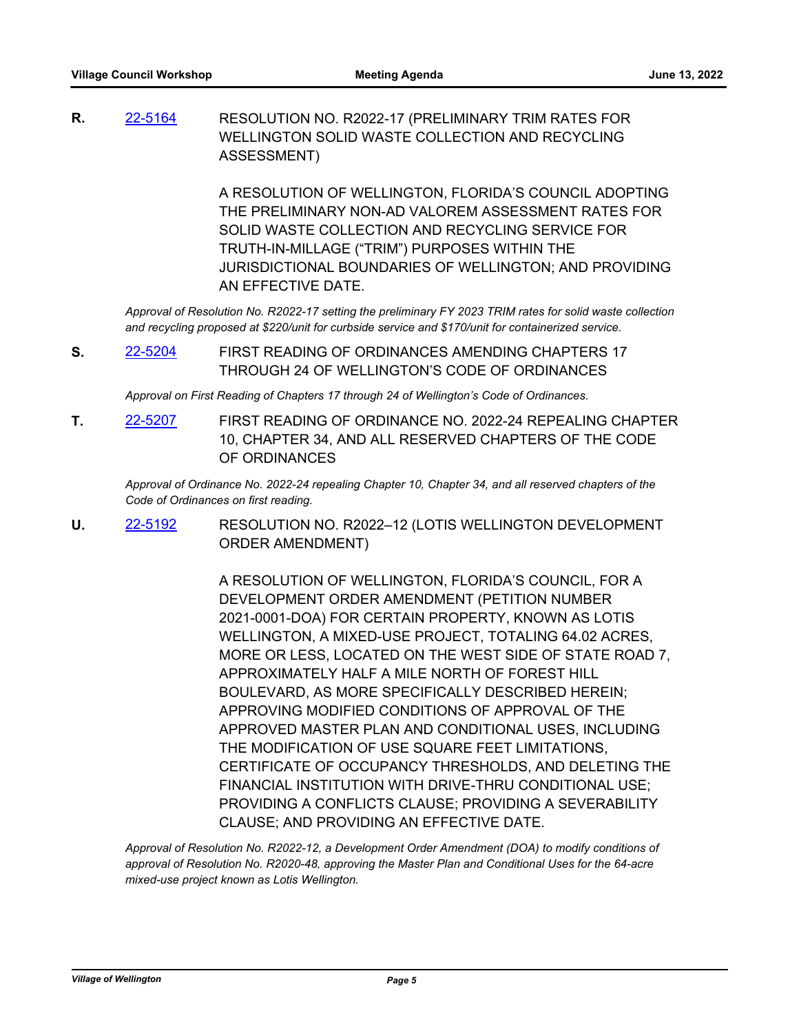**R.** [22-5164] RESOLUTION NO. R2022-17 (PRELIMINARY TRIM RATES FOR WELLINGTON SOLID WASTE COLLECTION AND RECYCLING ASSESSMENT)

A RESOLUTION OF WELLINGTON, FLORIDA'S COUNCIL ADOPTING THE PRELIMINARY NON-AD VALOREM ASSESSMENT RATES FOR SOLID WASTE COLLECTION AND RECYCLING SERVICE FOR TRUTH-IN-MILLAGE ("TRIM") PURPOSES WITHIN THE JURISDICTIONAL BOUNDARIES OF WELLINGTON; AND PROVIDING AN EFFECTIVE DATE.

*Approval of Resolution No. R2022-17 setting the preliminary FY 2023 TRIM rates for solid waste collection and recycling proposed at $220/unit for curbside service and $170/unit for containerized service.*

**S.** [22-5204] FIRST READING OF ORDINANCES AMENDING CHAPTERS 17 THROUGH 24 OF WELLINGTON'S CODE OF ORDINANCES

*Approval on First Reading of Chapters 17 through 24 of Wellington's Code of Ordinances.*

**T.** [22-5207] FIRST READING OF ORDINANCE NO. 2022-24 REPEALING CHAPTER 10, CHAPTER 34, AND ALL RESERVED CHAPTERS OF THE CODE OF ORDINANCES

*Approval of Ordinance No. 2022-24 repealing Chapter 10, Chapter 34, and all reserved chapters of the Code of Ordinances on first reading.*

**U.** [22-5192] RESOLUTION NO. R2022–12 (LOTIS WELLINGTON DEVELOPMENT ORDER AMENDMENT)

A RESOLUTION OF WELLINGTON, FLORIDA'S COUNCIL, FOR A DEVELOPMENT ORDER AMENDMENT (PETITION NUMBER 2021-0001-DOA) FOR CERTAIN PROPERTY, KNOWN AS LOTIS WELLINGTON, A MIXED-USE PROJECT, TOTALING 64.02 ACRES, MORE OR LESS, LOCATED ON THE WEST SIDE OF STATE ROAD 7, APPROXIMATELY HALF A MILE NORTH OF FOREST HILL BOULEVARD, AS MORE SPECIFICALLY DESCRIBED HEREIN; APPROVING MODIFIED CONDITIONS OF APPROVAL OF THE APPROVED MASTER PLAN AND CONDITIONAL USES, INCLUDING THE MODIFICATION OF USE SQUARE FEET LIMITATIONS, CERTIFICATE OF OCCUPANCY THRESHOLDS, AND DELETING THE FINANCIAL INSTITUTION WITH DRIVE-THRU CONDITIONAL USE; PROVIDING A CONFLICTS CLAUSE; PROVIDING A SEVERABILITY CLAUSE; AND PROVIDING AN EFFECTIVE DATE.

*Approval of Resolution No. R2022-12, a Development Order Amendment (DOA) to modify conditions of approval of Resolution No. R2020-48, approving the Master Plan and Conditional Uses for the 64-acre mixed-use project known as Lotis Wellington.*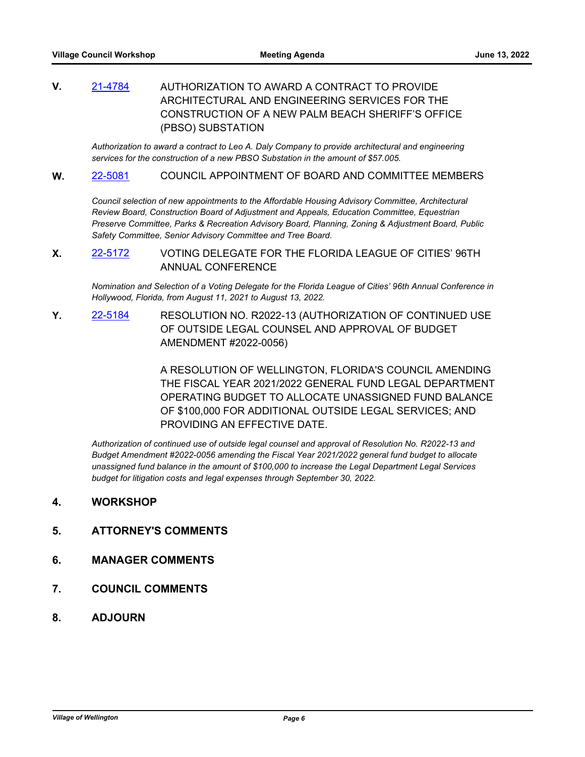**V.** [21-4784] AUTHORIZATION TO AWARD A CONTRACT TO PROVIDE ARCHITECTURAL AND ENGINEERING SERVICES FOR THE CONSTRUCTION OF A NEW PALM BEACH SHERIFF'S OFFICE (PBSO) SUBSTATION

*Authorization to award a contract to Leo A. Daly Company to provide architectural and engineering services for the construction of a new PBSO Substation in the amount of $57.005.*

**W.** [22-5081] COUNCIL APPOINTMENT OF BOARD AND COMMITTEE MEMBERS

*Council selection of new appointments to the Affordable Housing Advisory Committee, Architectural Review Board, Construction Board of Adjustment and Appeals, Education Committee, Equestrian Preserve Committee, Parks & Recreation Advisory Board, Planning, Zoning & Adjustment Board, Public Safety Committee, Senior Advisory Committee and Tree Board.*

**X.** [22-5172] VOTING DELEGATE FOR THE FLORIDA LEAGUE OF CITIES' 96TH ANNUAL CONFERENCE

*Nomination and Selection of a Voting Delegate for the Florida League of Cities' 96th Annual Conference in Hollywood, Florida, from August 11, 2021 to August 13, 2022.*

**Y.** [22-5184] RESOLUTION NO. R2022-13 (AUTHORIZATION OF CONTINUED USE OF OUTSIDE LEGAL COUNSEL AND APPROVAL OF BUDGET AMENDMENT #2022-0056)

A RESOLUTION OF WELLINGTON, FLORIDA'S COUNCIL AMENDING THE FISCAL YEAR 2021/2022 GENERAL FUND LEGAL DEPARTMENT OPERATING BUDGET TO ALLOCATE UNASSIGNED FUND BALANCE OF $100,000 FOR ADDITIONAL OUTSIDE LEGAL SERVICES; AND PROVIDING AN EFFECTIVE DATE.

*Authorization of continued use of outside legal counsel and approval of Resolution No. R2022-13 and Budget Amendment #2022-0056 amending the Fiscal Year 2021/2022 general fund budget to allocate unassigned fund balance in the amount of $100,000 to increase the Legal Department Legal Services budget for litigation costs and legal expenses through September 30, 2022.*

## 4. WORKSHOP

## 5. ATTORNEY'S COMMENTS

## 6. MANAGER COMMENTS

## 7. COUNCIL COMMENTS

## 8. ADJOURN